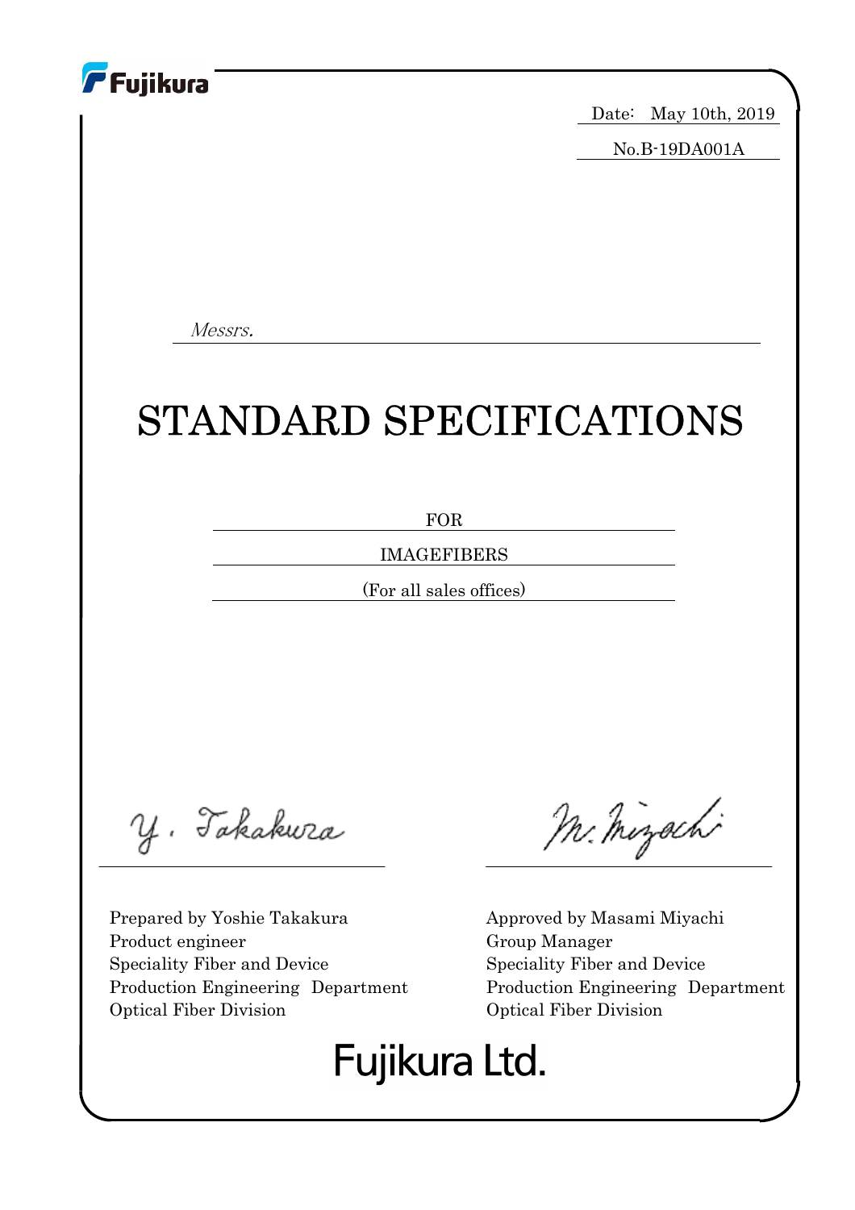Fujikura

Date: May 10th, 2019

No.B-19DA001A

*Messrs.*

# STANDARD SPECIFICATIONS

FOR

IMAGEFIBERS

(For all sales offices)

Prepared by Yoshie Takakura
Product engineer
Speciality Fiber and Device
Production Engineering Department
Optical Fiber Division

Approved by Masami Miyachi
Group Manager
Speciality Fiber and Device
Production Engineering Department
Optical Fiber Division

Fujikura Ltd.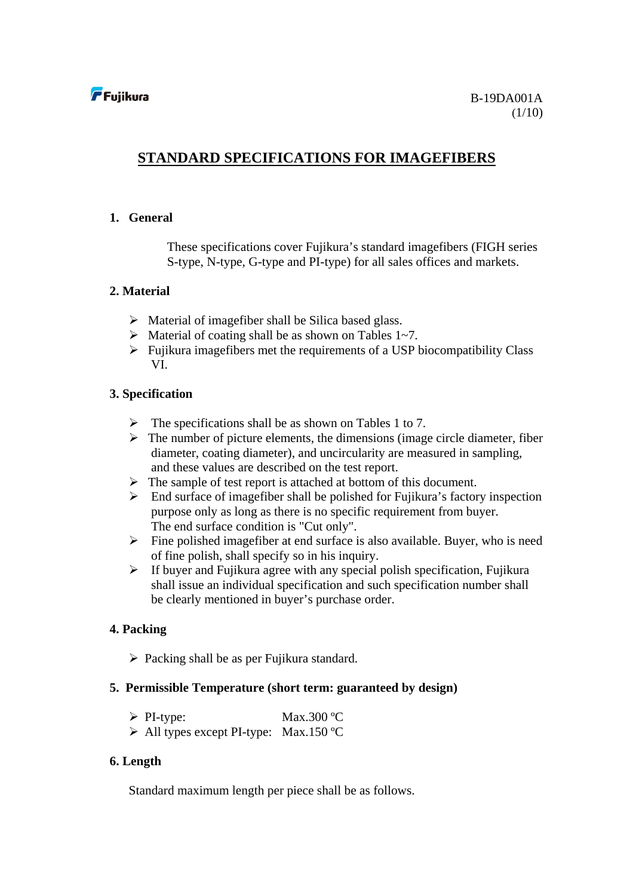B-19DA001A

# STANDARD SPECIFICATIONS FOR IMAGEFIBERS

## 1. General

These specifications cover Fujikura's standard imagefibers (FIGH series S-type, N-type, G-type and PI-type) for all sales offices and markets.

## 2. Material

- Material of imagefiber shall be Silica based glass.
- Material of coating shall be as shown on Tables 1~7.
- Fujikura imagefibers met the requirements of a USP biocompatibility Class VI.

## 3. Specification

- The specifications shall be as shown on Tables 1 to 7.
- The number of picture elements, the dimensions (image circle diameter, fiber diameter, coating diameter), and uncircularity are measured in sampling, and these values are described on the test report.
- The sample of test report is attached at bottom of this document.
- End surface of imagefiber shall be polished for Fujikura's factory inspection purpose only as long as there is no specific requirement from buyer. The end surface condition is "Cut only".
- Fine polished imagefiber at end surface is also available. Buyer, who is need of fine polish, shall specify so in his inquiry.
- If buyer and Fujikura agree with any special polish specification, Fujikura shall issue an individual specification and such specification number shall be clearly mentioned in buyer's purchase order.

## 4. Packing

- Packing shall be as per Fujikura standard.

## 5. Permissible Temperature (short term: guaranteed by design)

- PI-type: Max.300 ºC
- All types except PI-type: Max.150 ºC

## 6. Length

Standard maximum length per piece shall be as follows.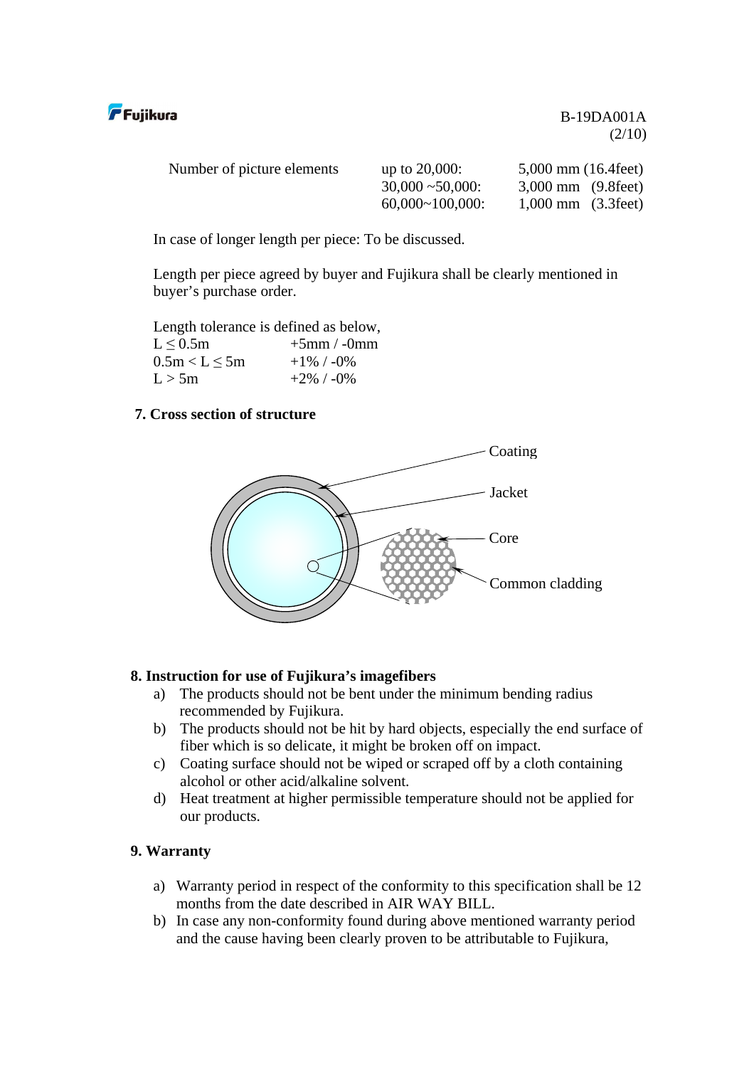| Number of picture elements | up to 20,000: | 5,000 mm (16.4feet) |
| --- | --- | --- |
| | 30,000 ~50,000: | 3,000 mm (9.8feet) |
| | 60,000~100,000: | 1,000 mm (3.3feet) |

In case of longer length per piece: To be discussed.

Length per piece agreed by buyer and Fujikura shall be clearly mentioned in buyer's purchase order.

Length tolerance is defined as below,

| | |
| --- | --- |
| $L \leq 0.5$m | +5mm / -0mm |
| $0.5\text{m} < L \leq 5$m | +1% / -0% |
| $L > 5$m | +2% / -0% |

## 7. Cross section of structure

Coating

Jacket

Core

Common cladding

## 8. Instruction for use of Fujikura's imagefibers

a) The products should not be bent under the minimum bending radius recommended by Fujikura.
b) The products should not be hit by hard objects, especially the end surface of fiber which is so delicate, it might be broken off on impact.
c) Coating surface should not be wiped or scraped off by a cloth containing alcohol or other acid/alkaline solvent.
d) Heat treatment at higher permissible temperature should not be applied for our products.

## 9. Warranty

a) Warranty period in respect of the conformity to this specification shall be 12 months from the date described in AIR WAY BILL.
b) In case any non-conformity found during above mentioned warranty period and the cause having been clearly proven to be attributable to Fujikura,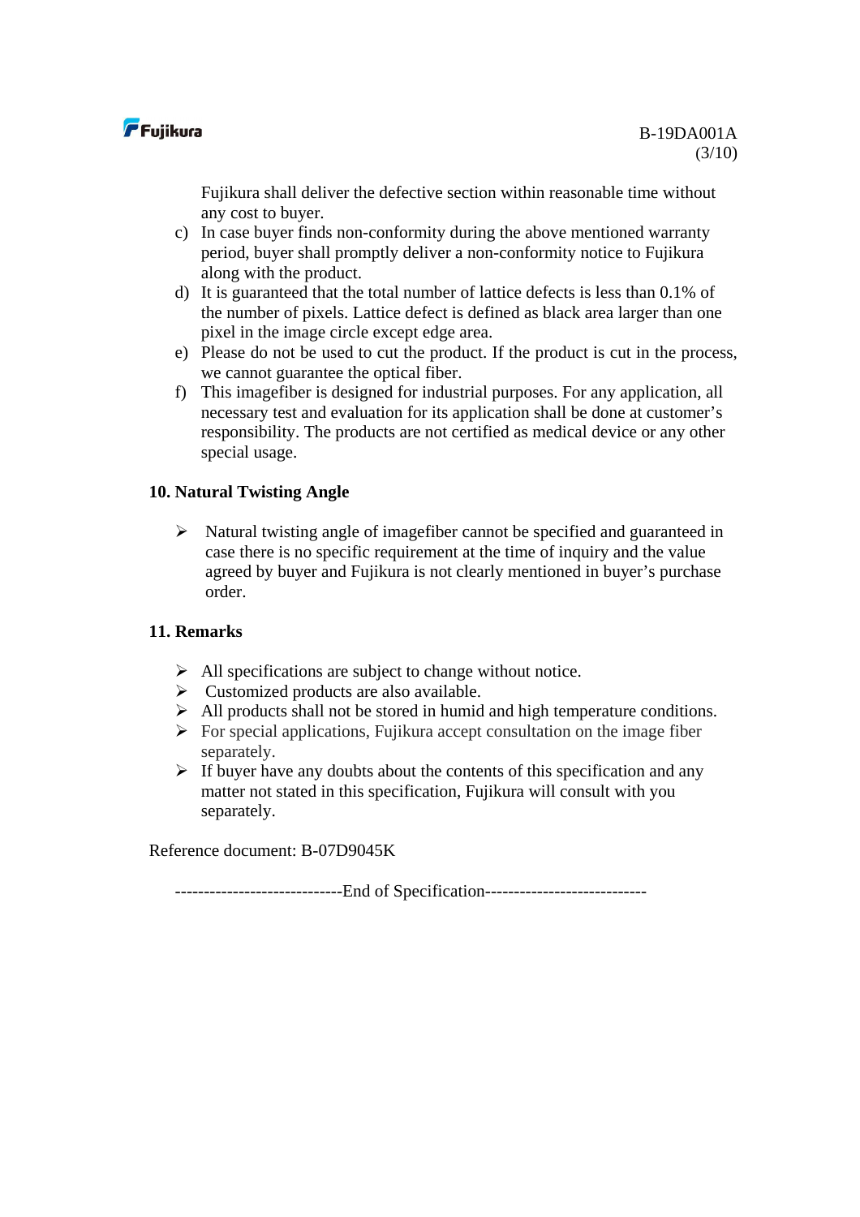Fujikura shall deliver the defective section within reasonable time without any cost to buyer.

c) In case buyer finds non-conformity during the above mentioned warranty period, buyer shall promptly deliver a non-conformity notice to Fujikura along with the product.
d) It is guaranteed that the total number of lattice defects is less than 0.1% of the number of pixels. Lattice defect is defined as black area larger than one pixel in the image circle except edge area.
e) Please do not be used to cut the product. If the product is cut in the process, we cannot guarantee the optical fiber.
f) This imagefiber is designed for industrial purposes. For any application, all necessary test and evaluation for its application shall be done at customer's responsibility. The products are not certified as medical device or any other special usage.

## 10. Natural Twisting Angle

- Natural twisting angle of imagefiber cannot be specified and guaranteed in case there is no specific requirement at the time of inquiry and the value agreed by buyer and Fujikura is not clearly mentioned in buyer's purchase order.

## 11. Remarks

- All specifications are subject to change without notice.
- Customized products are also available.
- All products shall not be stored in humid and high temperature conditions.
- For special applications, Fujikura accept consultation on the image fiber separately.
- If buyer have any doubts about the contents of this specification and any matter not stated in this specification, Fujikura will consult with you separately.

Reference document: B-07D9045K

----------------------------End of Specification---------------------------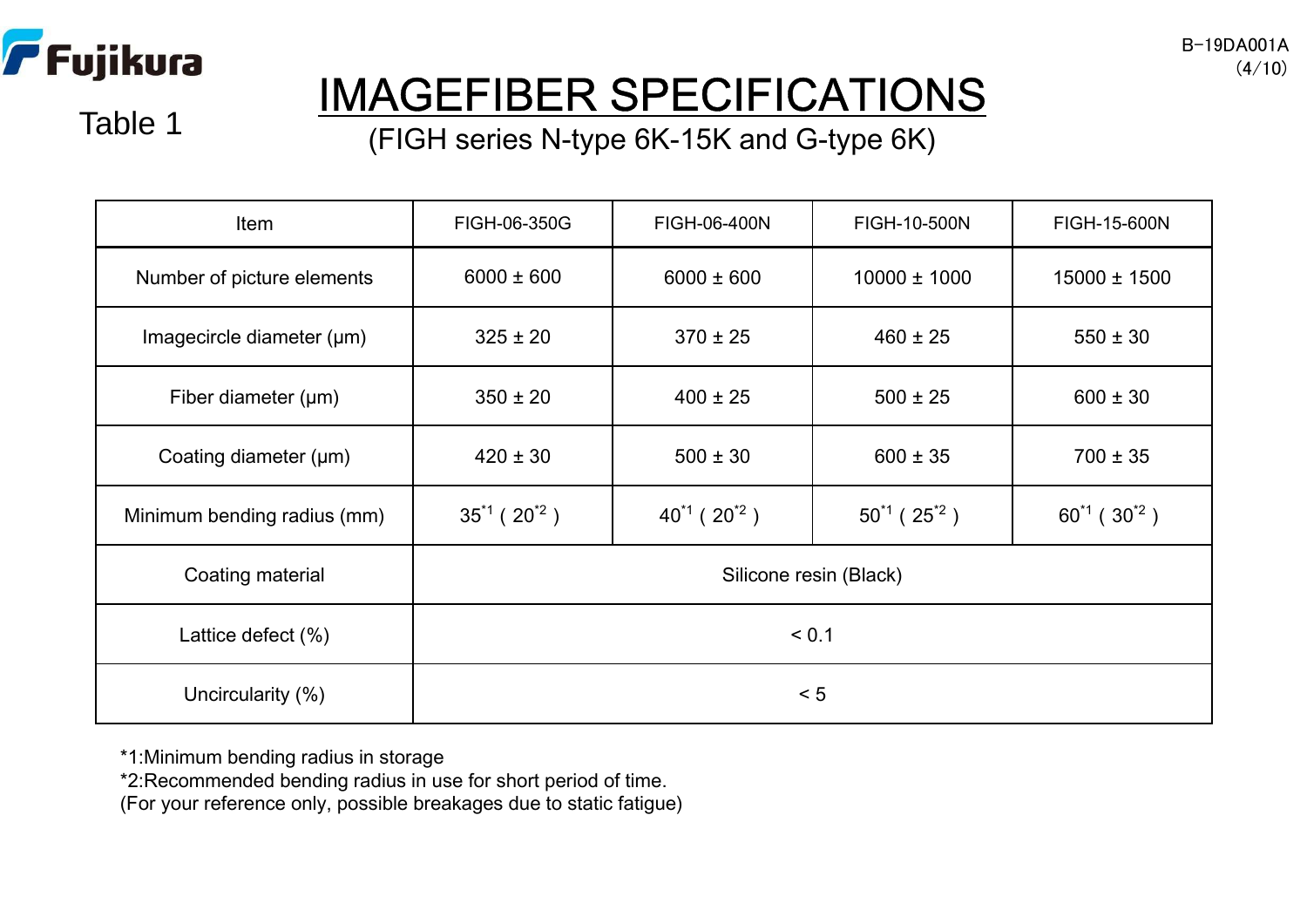Fujikura

Table 1

# IMAGEFIBER SPECIFICATIONS

(FIGH series N-type 6K-15K and G-type 6K)

| Item | FIGH-06-350G | FIGH-06-400N | FIGH-10-500N | FIGH-15-600N |
|---|---|---|---|---|
| Number of picture elements | 6000 ± 600 | 6000 ± 600 | 10000 ± 1000 | 15000 ± 1500 |
| Imagecircle diameter (μm) | 325 ± 20 | 370 ± 25 | 460 ± 25 | 550 ± 30 |
| Fiber diameter (μm) | 350 ± 20 | 400 ± 25 | 500 ± 25 | 600 ± 30 |
| Coating diameter (μm) | 420 ± 30 | 500 ± 30 | 600 ± 35 | 700 ± 35 |
| Minimum bending radius (mm) | 35[*1] ( 20[*2] ) | 40[*1] ( 20[*2] ) | 50[*1] ( 25[*2] ) | 60[*1] ( 30[*2] ) |
| Coating material | Silicone resin (Black) | | | |
| Lattice defect (%) | < 0.1 | | | |
| Uncircularity (%) | < 5 | | | |

*1:Minimum bending radius in storage
*2:Recommended bending radius in use for short period of time.
(For your reference only, possible breakages due to static fatigue)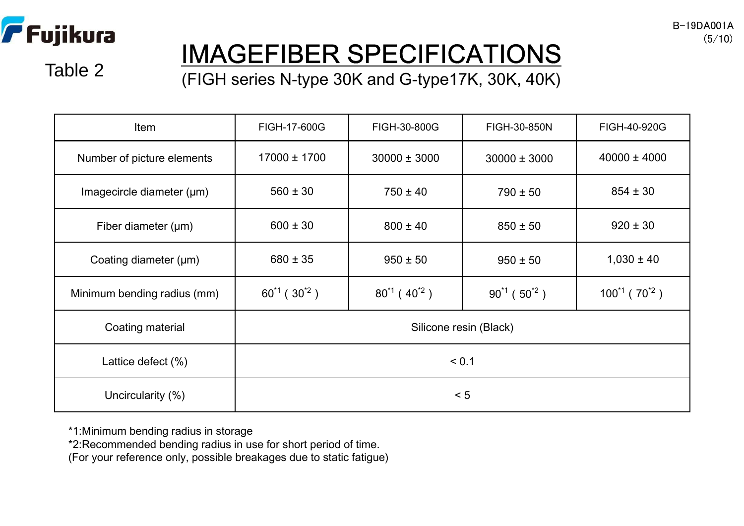Fujikura

Table 2

# IMAGEFIBER SPECIFICATIONS

(FIGH series N-type 30K and G-type17K, 30K, 40K)

| Item | FIGH-17-600G | FIGH-30-800G | FIGH-30-850N | FIGH-40-920G |
|---|---|---|---|---|
| Number of picture elements | 17000 ± 1700 | 30000 ± 3000 | 30000 ± 3000 | 40000 ± 4000 |
| Imagecircle diameter (μm) | 560 ± 30 | 750 ± 40 | 790 ± 50 | 854 ± 30 |
| Fiber diameter (μm) | 600 ± 30 | 800 ± 40 | 850 ± 50 | 920 ± 30 |
| Coating diameter (μm) | 680 ± 35 | 950 ± 50 | 950 ± 50 | 1,030 ± 40 |
| Minimum bending radius (mm) | 60*1 ( 30*2 ) | 80*1 ( 40*2 ) | 90*1 ( 50*2 ) | 100*1 ( 70*2 ) |
| Coating material | Silicone resin (Black) | | | |
| Lattice defect (%) | < 0.1 | | | |
| Uncircularity (%) | < 5 | | | |

*1:Minimum bending radius in storage
*2:Recommended bending radius in use for short period of time.
(For your reference only, possible breakages due to static fatigue)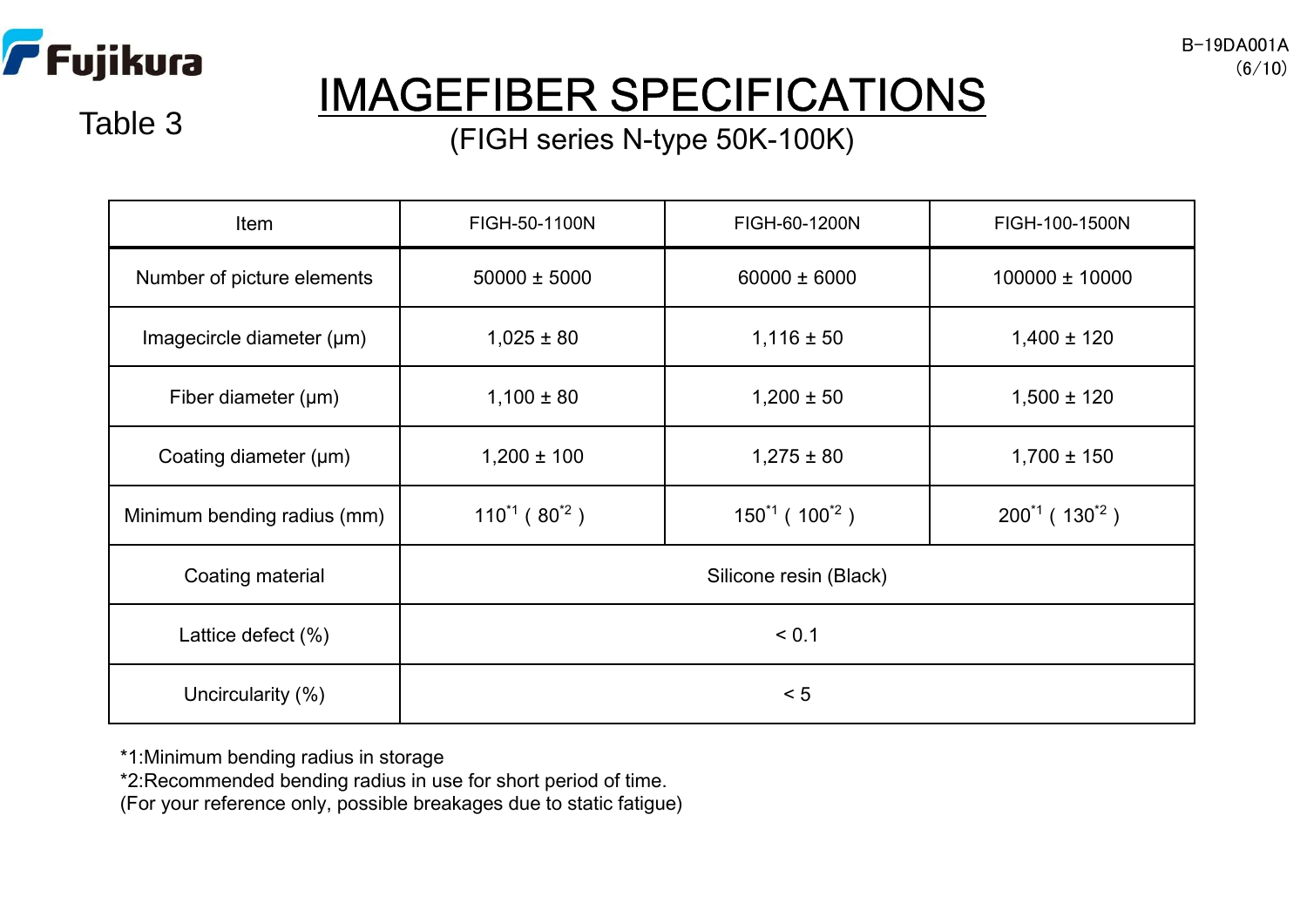Table 3

# IMAGEFIBER SPECIFICATIONS

(FIGH series N-type 50K-100K)

| Item | FIGH-50-1100N | FIGH-60-1200N | FIGH-100-1500N |
|---|---|---|---|
| Number of picture elements | 50000 ± 5000 | 60000 ± 6000 | 100000 ± 10000 |
| Imagecircle diameter (μm) | 1,025 ± 80 | 1,116 ± 50 | 1,400 ± 120 |
| Fiber diameter (μm) | 1,100 ± 80 | 1,200 ± 50 | 1,500 ± 120 |
| Coating diameter (μm) | 1,200 ± 100 | 1,275 ± 80 | 1,700 ± 150 |
| Minimum bending radius (mm) | 110[*1] ( 80[*2] ) | 150[*1] ( 100[*2] ) | 200[*1] ( 130[*2] ) |
| Coating material | Silicone resin (Black) | | |
| Lattice defect (%) | < 0.1 | | |
| Uncircularity (%) | < 5 | | |

*1:Minimum bending radius in storage
*2:Recommended bending radius in use for short period of time.
(For your reference only, possible breakages due to static fatigue)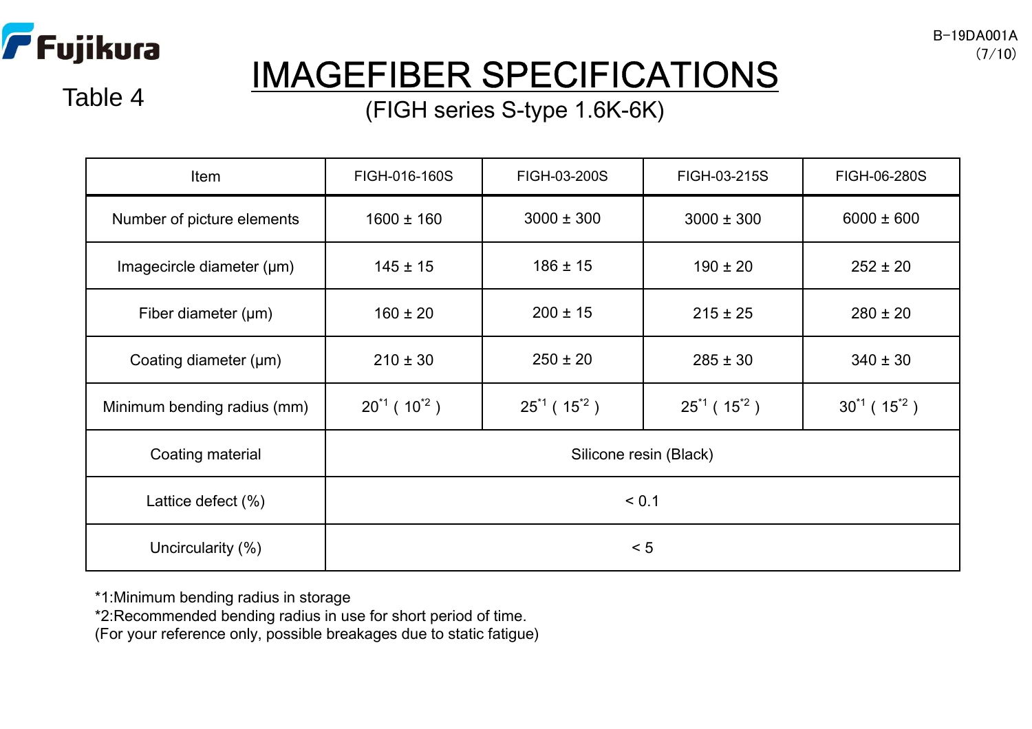Table 4

# IMAGEFIBER SPECIFICATIONS

(FIGH series S-type 1.6K-6K)

| Item | FIGH-016-160S | FIGH-03-200S | FIGH-03-215S | FIGH-06-280S |
|---|---|---|---|---|
| Number of picture elements | 1600 ± 160 | 3000 ± 300 | 3000 ± 300 | 6000 ± 600 |
| Imagecircle diameter (μm) | 145 ± 15 | 186 ± 15 | 190 ± 20 | 252 ± 20 |
| Fiber diameter (μm) | 160 ± 20 | 200 ± 15 | 215 ± 25 | 280 ± 20 |
| Coating diameter (μm) | 210 ± 30 | 250 ± 20 | 285 ± 30 | 340 ± 30 |
| Minimum bending radius (mm) | 20[*1] ( 10[*2] ) | 25[*1] ( 15[*2] ) | 25[*1] ( 15[*2] ) | 30[*1] ( 15[*2] ) |
| Coating material | Silicone resin (Black) | | | |
| Lattice defect (%) | < 0.1 | | | |
| Uncircularity (%) | < 5 | | | |

*1:Minimum bending radius in storage
*2:Recommended bending radius in use for short period of time.
(For your reference only, possible breakages due to static fatigue)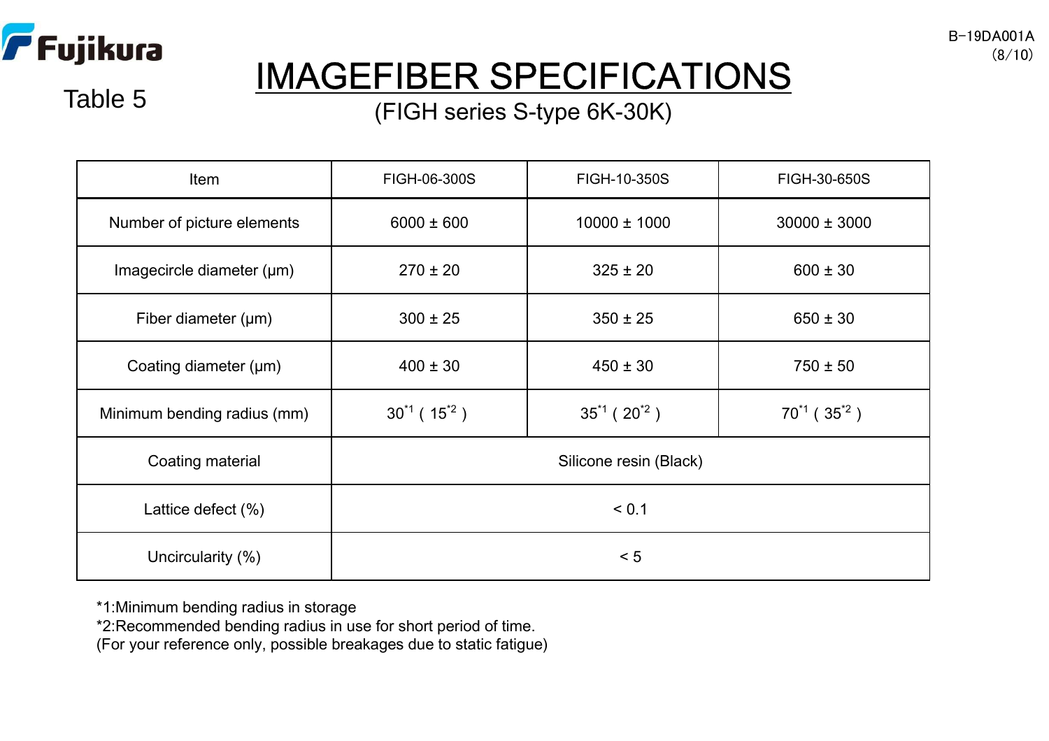Table 5

# IMAGEFIBER SPECIFICATIONS

(FIGH series S-type 6K-30K)

| Item | FIGH-06-300S | FIGH-10-350S | FIGH-30-650S |
|---|---|---|---|
| Number of picture elements | 6000 ± 600 | 10000 ± 1000 | 30000 ± 3000 |
| Imagecircle diameter (μm) | 270 ± 20 | 325 ± 20 | 600 ± 30 |
| Fiber diameter (μm) | 300 ± 25 | 350 ± 25 | 650 ± 30 |
| Coating diameter (μm) | 400 ± 30 | 450 ± 30 | 750 ± 50 |
| Minimum bending radius (mm) | 30[*1] ( 15[*2] ) | 35[*1] ( 20[*2] ) | 70[*1] ( 35[*2] ) |
| Coating material | Silicone resin (Black) | | |
| Lattice defect (%) | < 0.1 | | |
| Uncircularity (%) | < 5 | | |

*1:Minimum bending radius in storage
*2:Recommended bending radius in use for short period of time.
(For your reference only, possible breakages due to static fatigue)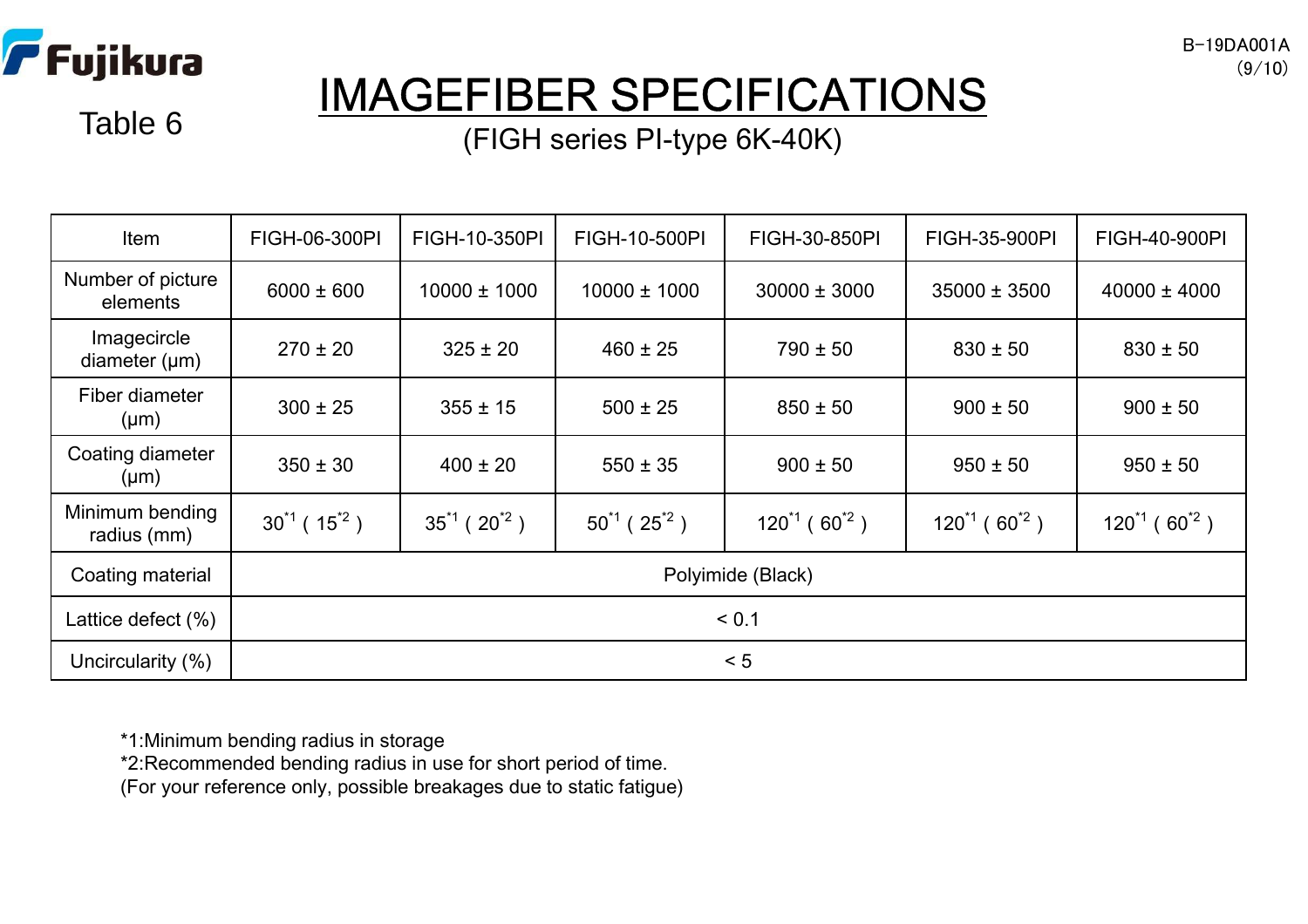Fujikura

Table 6

# IMAGEFIBER SPECIFICATIONS

(FIGH series PI-type 6K-40K)

| Item | FIGH-06-300PI | FIGH-10-350PI | FIGH-10-500PI | FIGH-30-850PI | FIGH-35-900PI | FIGH-40-900PI |
|---|---|---|---|---|---|---|
| Number of picture elements | 6000 ± 600 | 10000 ± 1000 | 10000 ± 1000 | 30000 ± 3000 | 35000 ± 3500 | 40000 ± 4000 |
| Imagecircle diameter (μm) | 270 ± 20 | 325 ± 20 | 460 ± 25 | 790 ± 50 | 830 ± 50 | 830 ± 50 |
| Fiber diameter (μm) | 300 ± 25 | 355 ± 15 | 500 ± 25 | 850 ± 50 | 900 ± 50 | 900 ± 50 |
| Coating diameter (μm) | 350 ± 30 | 400 ± 20 | 550 ± 35 | 900 ± 50 | 950 ± 50 | 950 ± 50 |
| Minimum bending radius (mm) | 30[*1] ( 15[*2] ) | 35[*1] ( 20[*2] ) | 50[*1] ( 25[*2] ) | 120[*1] ( 60[*2] ) | 120[*1] ( 60[*2] ) | 120[*1] ( 60[*2] ) |
| Coating material | Polyimide (Black) | | | | | |
| Lattice defect (%) | < 0.1 | | | | | |
| Uncircularity (%) | < 5 | | | | | |

*1:Minimum bending radius in storage
*2:Recommended bending radius in use for short period of time.
(For your reference only, possible breakages due to static fatigue)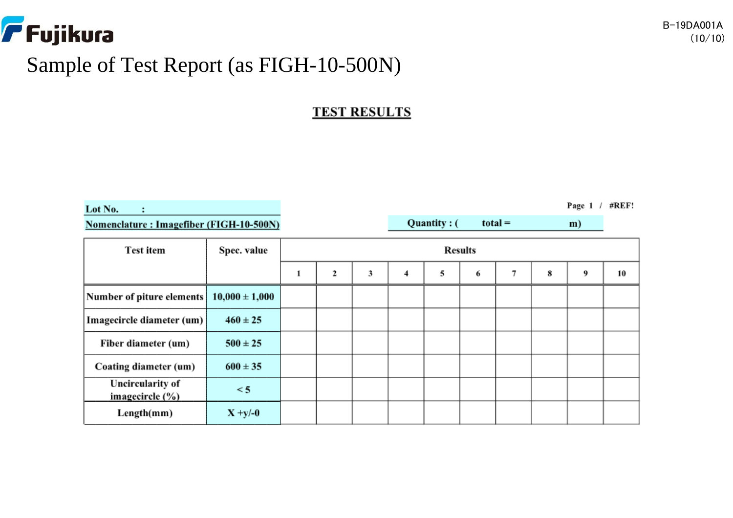# Sample of Test Report (as FIGH-10-500N)

## TEST RESULTS

Lot No. :

Page 1 / #REF!

Nomenclature : Imagefiber (FIGH-10-500N)

Quantity : ( total = m)

| Test item | Spec. value | Results | | | | | | | | | |
|---|---|---|---|---|---|---|---|---|---|---|---|
| | | 1 | 2 | 3 | 4 | 5 | 6 | 7 | 8 | 9 | 10 |
| Number of piture elements | 10,000 ± 1,000 | | | | | | | | | | |
| Imagecircle diameter (um) | 460 ± 25 | | | | | | | | | | |
| Fiber diameter (um) | 500 ± 25 | | | | | | | | | | |
| Coating diameter (um) | 600 ± 35 | | | | | | | | | | |
| Uncircularity of imagecircle (%) | < 5 | | | | | | | | | | |
| Length(mm) | X +y/-0 | | | | | | | | | | |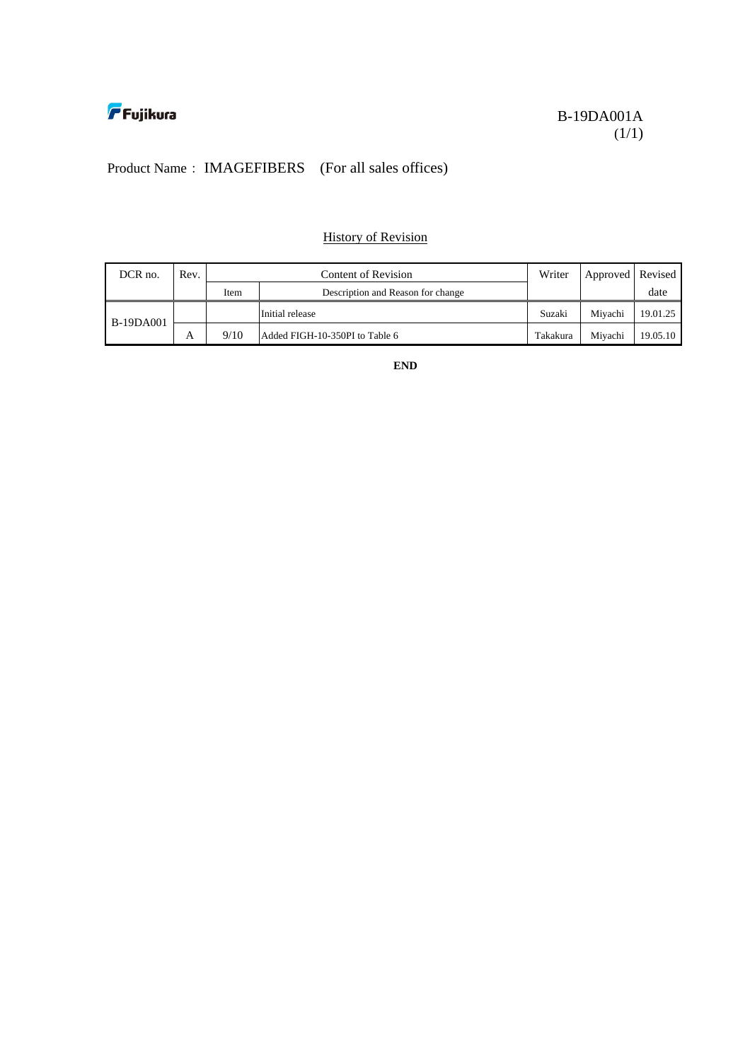Fujikura

B-19DA001A

Product Name： IMAGEFIBERS (For all sales offices)

## History of Revision

| DCR no. | Rev. | Content of Revision | | Writer | Approved | Revised date |
|---|---|---|---|---|---|---|
| | | Item | Description and Reason for change | | | |
| B-19DA001 | | | Initial release | Suzaki | Miyachi | 19.01.25 |
| | A | 9/10 | Added FIGH-10-350PI to Table 6 | Takakura | Miyachi | 19.05.10 |

**END**